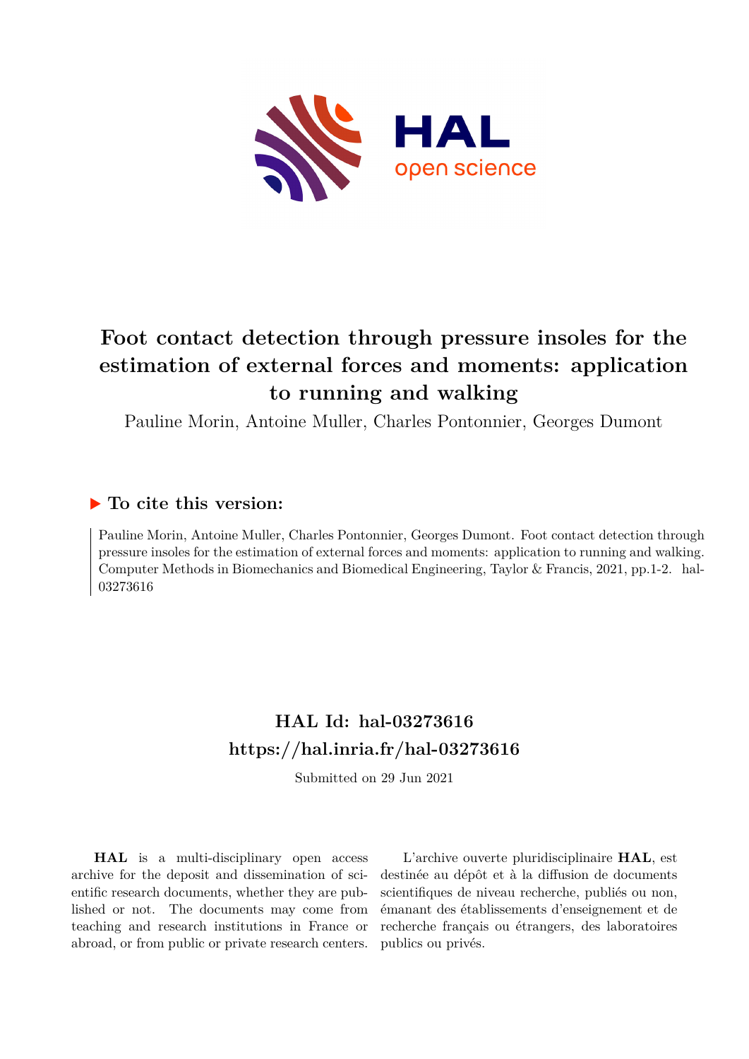# Foot contact detection through pressure insoles for the estimation of external forces and moments: application to running and walking

Pauline Morin, Antoine Muller, Charles Pontonnier, Georges Dumont

## ▶ To cite this version:

Pauline Morin, Antoine Muller, Charles Pontonnier, Georges Dumont. Foot contact detection through pressure insoles for the estimation of external forces and moments: application to running and walking. Computer Methods in Biomechanics and Biomedical Engineering, Taylor & Francis, 2021, pp.1-2. hal-03273616

## HAL Id: hal-03273616
## https://hal.inria.fr/hal-03273616

Submitted on 29 Jun 2021

**HAL** is a multi-disciplinary open access archive for the deposit and dissemination of scientific research documents, whether they are published or not. The documents may come from teaching and research institutions in France or abroad, or from public or private research centers.

L'archive ouverte pluridisciplinaire **HAL**, est destinée au dépôt et à la diffusion de documents scientifiques de niveau recherche, publiés ou non, émanant des établissements d'enseignement et de recherche français ou étrangers, des laboratoires publics ou privés.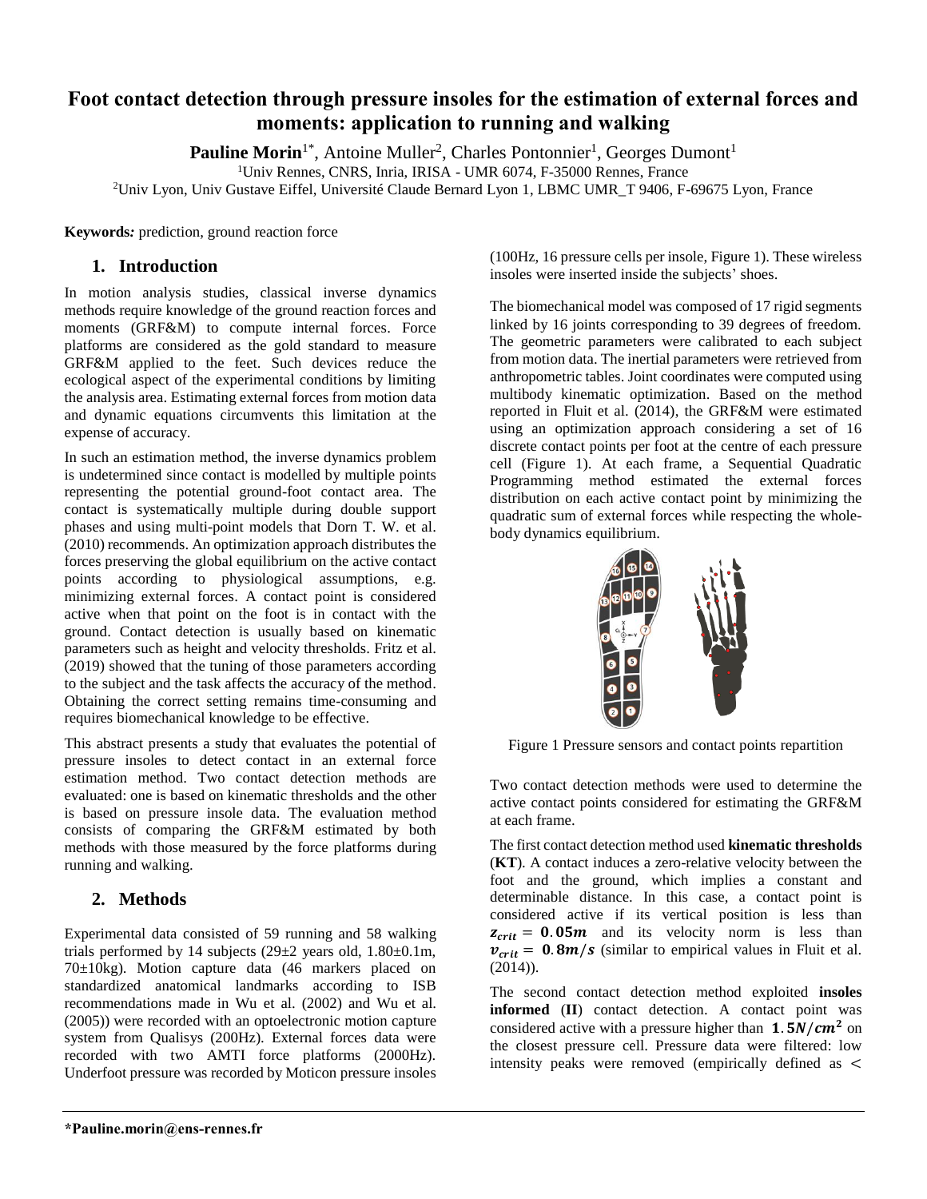# Foot contact detection through pressure insoles for the estimation of external forces and moments: application to running and walking

**Pauline Morin**[1*], Antoine Muller[2], Charles Pontonnier[1], Georges Dumont[1]

[1]Univ Rennes, CNRS, Inria, IRISA - UMR 6074, F-35000 Rennes, France

[2]Univ Lyon, Univ Gustave Eiffel, Université Claude Bernard Lyon 1, LBMC UMR_T 9406, F-69675 Lyon, France

**Keywords:** prediction, ground reaction force

## 1. Introduction

In motion analysis studies, classical inverse dynamics methods require knowledge of the ground reaction forces and moments (GRF&M) to compute internal forces. Force platforms are considered as the gold standard to measure GRF&M applied to the feet. Such devices reduce the ecological aspect of the experimental conditions by limiting the analysis area. Estimating external forces from motion data and dynamic equations circumvents this limitation at the expense of accuracy.

In such an estimation method, the inverse dynamics problem is undetermined since contact is modelled by multiple points representing the potential ground-foot contact area. The contact is systematically multiple during double support phases and using multi-point models that Dorn T. W. et al. (2010) recommends. An optimization approach distributes the forces preserving the global equilibrium on the active contact points according to physiological assumptions, e.g. minimizing external forces. A contact point is considered active when that point on the foot is in contact with the ground. Contact detection is usually based on kinematic parameters such as height and velocity thresholds. Fritz et al. (2019) showed that the tuning of those parameters according to the subject and the task affects the accuracy of the method. Obtaining the correct setting remains time-consuming and requires biomechanical knowledge to be effective.

This abstract presents a study that evaluates the potential of pressure insoles to detect contact in an external force estimation method. Two contact detection methods are evaluated: one is based on kinematic thresholds and the other is based on pressure insole data. The evaluation method consists of comparing the GRF&M estimated by both methods with those measured by the force platforms during running and walking.

## 2. Methods

Experimental data consisted of 59 running and 58 walking trials performed by 14 subjects (29±2 years old, 1.80±0.1m, 70±10kg). Motion capture data (46 markers placed on standardized anatomical landmarks according to ISB recommendations made in Wu et al. (2002) and Wu et al. (2005)) were recorded with an optoelectronic motion capture system from Qualisys (200Hz). External forces data were recorded with two AMTI force platforms (2000Hz). Underfoot pressure was recorded by Moticon pressure insoles (100Hz, 16 pressure cells per insole, Figure 1). These wireless insoles were inserted inside the subjects' shoes.

The biomechanical model was composed of 17 rigid segments linked by 16 joints corresponding to 39 degrees of freedom. The geometric parameters were calibrated to each subject from motion data. The inertial parameters were retrieved from anthropometric tables. Joint coordinates were computed using multibody kinematic optimization. Based on the method reported in Fluit et al. (2014), the GRF&M were estimated using an optimization approach considering a set of 16 discrete contact points per foot at the centre of each pressure cell (Figure 1). At each frame, a Sequential Quadratic Programming method estimated the external forces distribution on each active contact point by minimizing the quadratic sum of external forces while respecting the whole-body dynamics equilibrium.

Figure 1 Pressure sensors and contact points repartition

Two contact detection methods were used to determine the active contact points considered for estimating the GRF&M at each frame.

The first contact detection method used **kinematic thresholds** (**KT**). A contact induces a zero-relative velocity between the foot and the ground, which implies a constant and determinable distance. In this case, a contact point is considered active if its vertical position is less than $z_{crit} = 0.05m$ and its velocity norm is less than $v_{crit} = 0.8m/s$ (similar to empirical values in Fluit et al. (2014)).

The second contact detection method exploited **insoles informed** (**II**) contact detection. A contact point was considered active with a pressure higher than $1.5N/cm^2$ on the closest pressure cell. Pressure data were filtered: low intensity peaks were removed (empirically defined as $<$

---

*Pauline.morin@ens-rennes.fr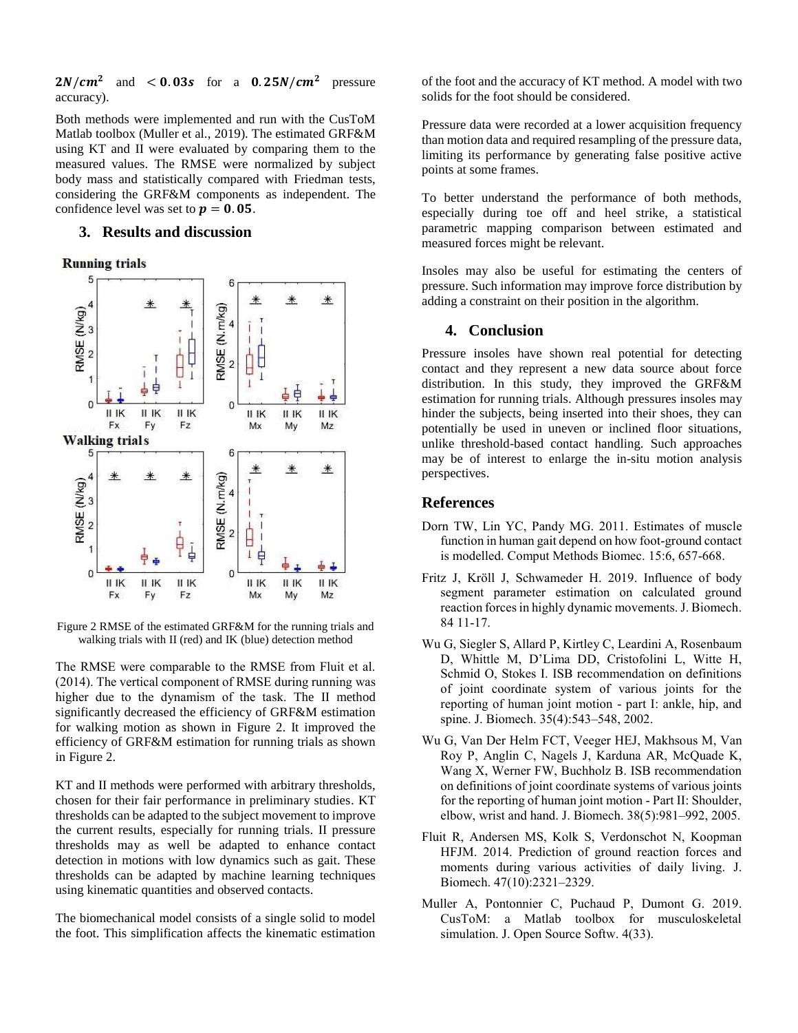$2N/cm^2$ and $< 0.03s$ for a $0.25N/cm^2$ pressure accuracy).

Both methods were implemented and run with the CusToM Matlab toolbox (Muller et al., 2019). The estimated GRF&M using KT and II were evaluated by comparing them to the measured values. The RMSE were normalized by subject body mass and statistically compared with Friedman tests, considering the GRF&M components as independent. The confidence level was set to $p = 0.05$.

## 3. Results and discussion

Running trials

RMSE (N/kg)
5
4
3
2
1
0
II IK II IK II IK
Fx Fy Fz

RMSE (N.m/kg)
6
4
2
0
II IK II IK II IK
Mx My Mz

Walking trials

RMSE (N/kg)
5
4
3
2
1
0
II IK II IK II IK
Fx Fy Fz

RMSE (N.m/kg)
6
4
2
0
II IK II IK II IK
Mx My Mz

Figure 2 RMSE of the estimated GRF&M for the running trials and walking trials with II (red) and IK (blue) detection method

The RMSE were comparable to the RMSE from Fluit et al. (2014). The vertical component of RMSE during running was higher due to the dynamism of the task. The II method significantly decreased the efficiency of GRF&M estimation for walking motion as shown in Figure 2. It improved the efficiency of GRF&M estimation for running trials as shown in Figure 2.

KT and II methods were performed with arbitrary thresholds, chosen for their fair performance in preliminary studies. KT thresholds can be adapted to the subject movement to improve the current results, especially for running trials. II pressure thresholds may as well be adapted to enhance contact detection in motions with low dynamics such as gait. These thresholds can be adapted by machine learning techniques using kinematic quantities and observed contacts.

The biomechanical model consists of a single solid to model the foot. This simplification affects the kinematic estimation of the foot and the accuracy of KT method. A model with two solids for the foot should be considered.

Pressure data were recorded at a lower acquisition frequency than motion data and required resampling of the pressure data, limiting its performance by generating false positive active points at some frames.

To better understand the performance of both methods, especially during toe off and heel strike, a statistical parametric mapping comparison between estimated and measured forces might be relevant.

Insoles may also be useful for estimating the centers of pressure. Such information may improve force distribution by adding a constraint on their position in the algorithm.

## 4. Conclusion

Pressure insoles have shown real potential for detecting contact and they represent a new data source about force distribution. In this study, they improved the GRF&M estimation for running trials. Although pressures insoles may hinder the subjects, being inserted into their shoes, they can potentially be used in uneven or inclined floor situations, unlike threshold-based contact handling. Such approaches may be of interest to enlarge the in-situ motion analysis perspectives.

## References

Dorn TW, Lin YC, Pandy MG. 2011. Estimates of muscle function in human gait depend on how foot-ground contact is modelled. Comput Methods Biomec. 15:6, 657-668.

Fritz J, Kröll J, Schwameder H. 2019. Influence of body segment parameter estimation on calculated ground reaction forces in highly dynamic movements. J. Biomech. 84 11-17.

Wu G, Siegler S, Allard P, Kirtley C, Leardini A, Rosenbaum D, Whittle M, D'Lima DD, Cristofolini L, Witte H, Schmid O, Stokes I. ISB recommendation on definitions of joint coordinate system of various joints for the reporting of human joint motion - part I: ankle, hip, and spine. J. Biomech. 35(4):543–548, 2002.

Wu G, Van Der Helm FCT, Veeger HEJ, Makhsous M, Van Roy P, Anglin C, Nagels J, Karduna AR, McQuade K, Wang X, Werner FW, Buchholz B. ISB recommendation on definitions of joint coordinate systems of various joints for the reporting of human joint motion - Part II: Shoulder, elbow, wrist and hand. J. Biomech. 38(5):981–992, 2005.

Fluit R, Andersen MS, Kolk S, Verdonschot N, Koopman HFJM. 2014. Prediction of ground reaction forces and moments during various activities of daily living. J. Biomech. 47(10):2321–2329.

Muller A, Pontonnier C, Puchaud P, Dumont G. 2019. CusToM: a Matlab toolbox for musculoskeletal simulation. J. Open Source Softw. 4(33).